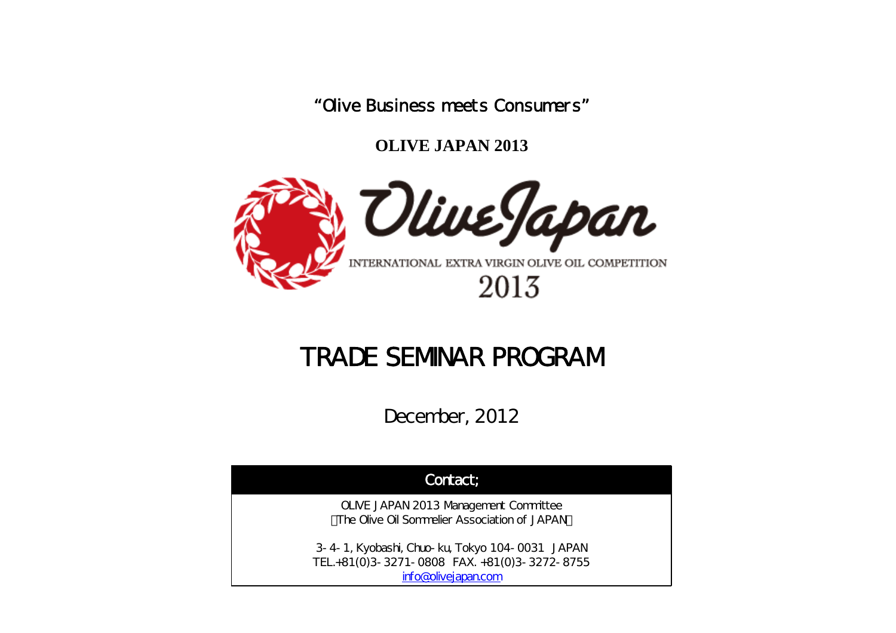"Olive Business meets Consumers"

**OLIVE JAPAN 2013**

OliveJapan

INTERNATIONAL EXTRA VIRGIN OLIVE OIL COMPETITION

2013

# TRADE SEMINAR PROGRAM

December, 2012

| Contact; |
|---|
| OLIVE JAPAN 2013 Management Committee<br>（The Olive Oil Sommelier Association of JAPAN）<br><br>3-4-1, Kyobashi, Chuo-ku, Tokyo 104-0031 JAPAN<br>TEL.+81(0)3-3271-0808 FAX. +81(0)3-3272-8755<br>info@olivejapan.com |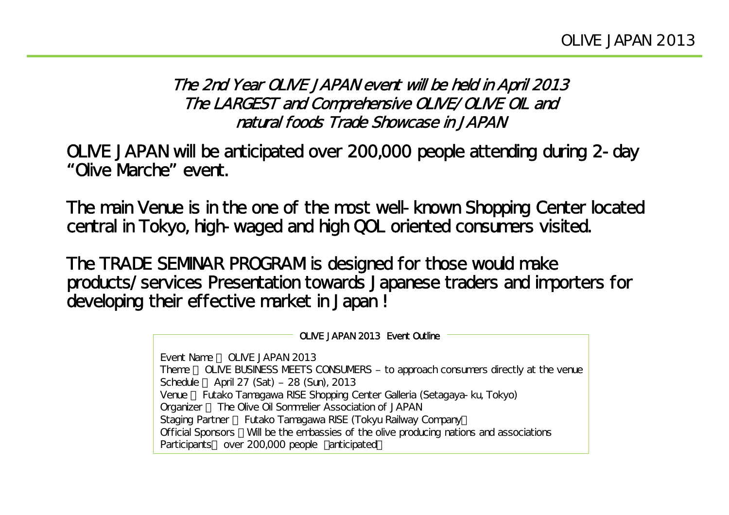*The 2nd Year OLIVE JAPAN event will be held in April 2013*
*The LARGEST and Comprehensive OLIVE/OLIVE OIL and natural foods Trade Showcase in JAPAN*

OLIVE JAPAN will be anticipated over 200,000 people attending during 2-day "Olive Marche" event.

The main Venue is in the one of the most well-known Shopping Center located central in Tokyo, high-waged and high QOL oriented consumers visited.

The TRADE SEMINAR PROGRAM is designed for those would make products/services Presentation towards Japanese traders and importers for developing their effective market in Japan !

**OLIVE JAPAN 2013 Event Outline**

Event Name ： OLIVE JAPAN 2013
Theme ： OLIVE BUSINESS MEETS CONSUMERS – to approach consumers directly at the venue
Schedule ： April 27 (Sat) – 28 (Sun), 2013
Venue ： Futako Tamagawa RISE Shopping Center Galleria (Setagaya-ku, Tokyo)
Organizer ： The Olive Oil Sommelier Association of JAPAN
Staging Partner ： Futako Tamagawa RISE (Tokyu Railway Company)
Official Sponsors ：Will be the embassies of the olive producing nations and associations
Participants： over 200,000 people （anticipated）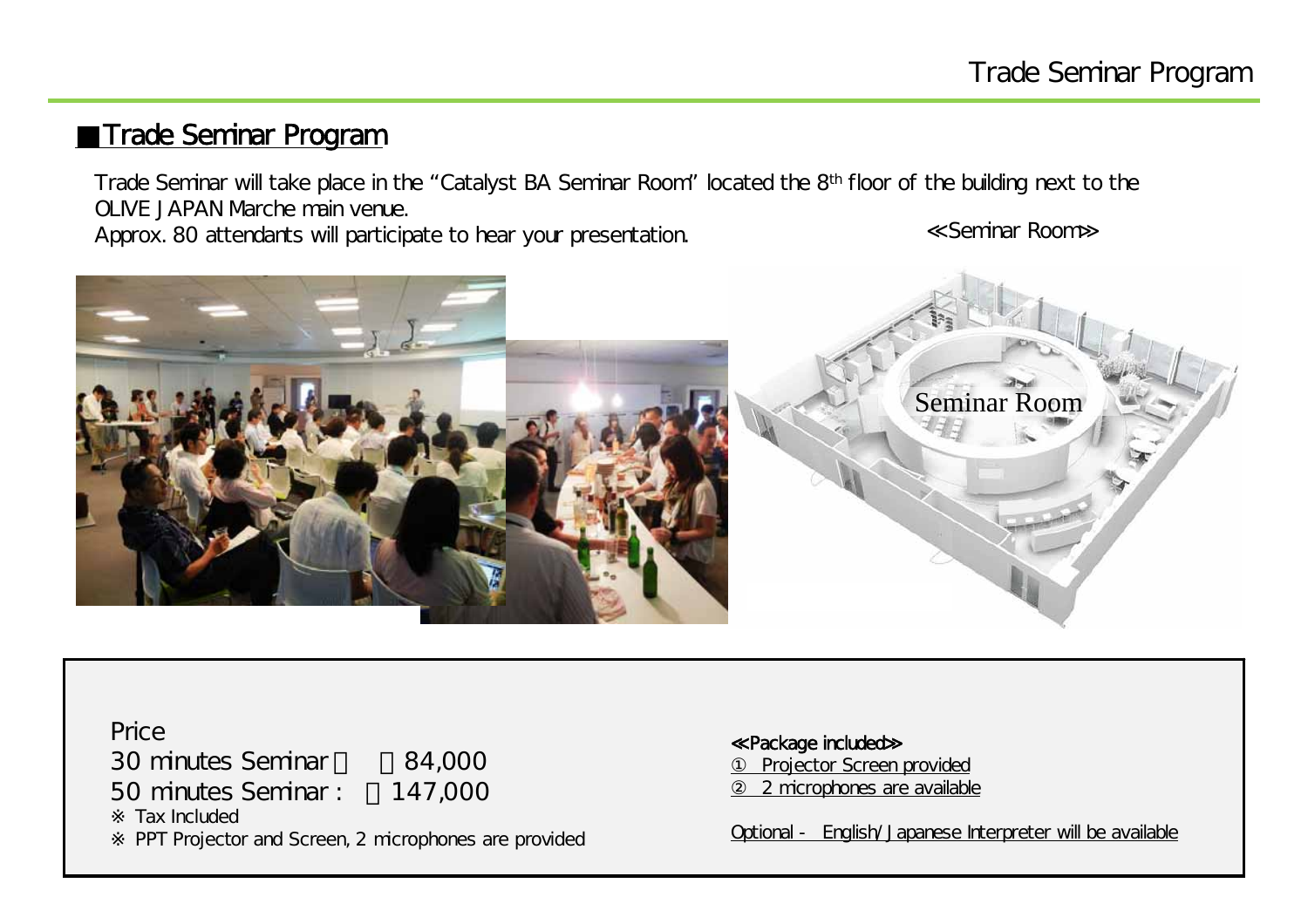## ■Trade Seminar Program

Trade Seminar will take place in the "Catalyst BA Seminar Room" located the 8th floor of the building next to the OLIVE JAPAN Marche main venue.
Approx. 80 attendants will participate to hear your presentation.

≪Seminar Room≫

Seminar Room

Price
30 minutes Seminar ： ￥84,000
50 minutes Seminar : ￥147,000
※ Tax Included
※ PPT Projector and Screen, 2 microphones are provided

≪Package included≫
① Projector Screen provided
② 2 microphones are available

Optional - English/Japanese Interpreter will be available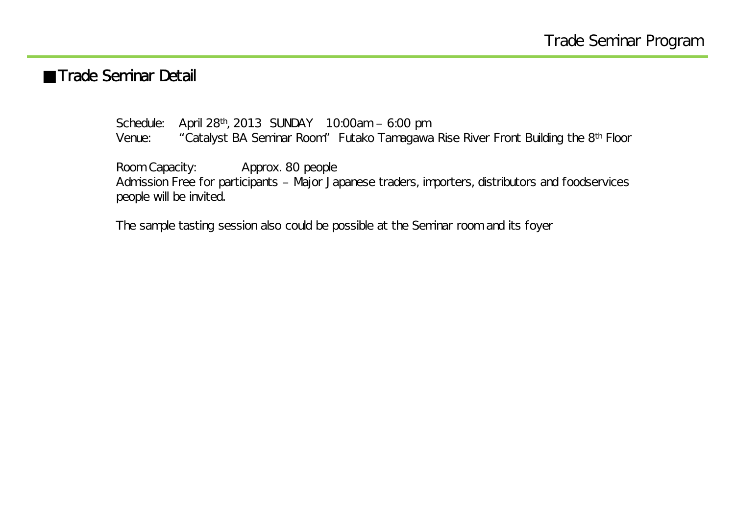## ■ Trade Seminar Detail

Schedule: April 28th, 2013 SUNDAY 10:00am – 6:00 pm
Venue: "Catalyst BA Seminar Room" Futako Tamagawa Rise River Front Building the 8th Floor

Room Capacity: Approx. 80 people
Admission Free for participants – Major Japanese traders, importers, distributors and foodservices people will be invited.

The sample tasting session also could be possible at the Seminar room and its foyer